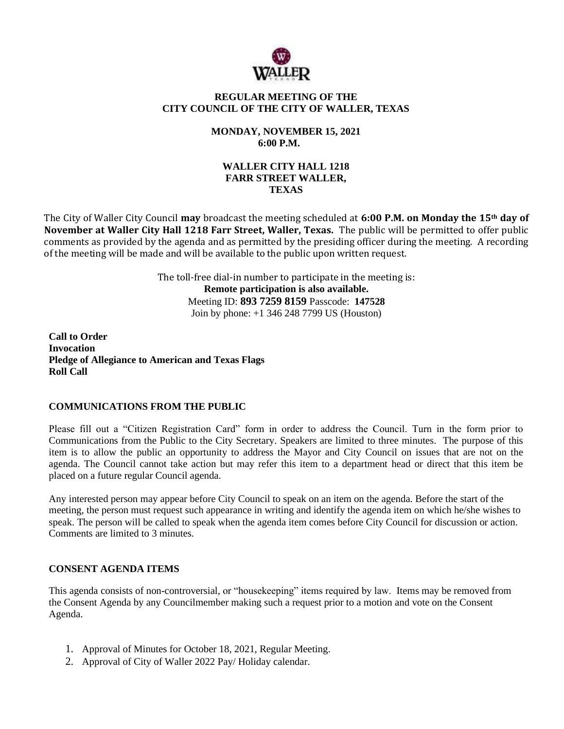**REGULAR MEETING OF THE**
**CITY COUNCIL OF THE CITY OF WALLER, TEXAS**

**MONDAY, NOVEMBER 15, 2021**
**6:00 P.M.**

**WALLER CITY HALL 1218**
**FARR STREET WALLER,**
**TEXAS**

The City of Waller City Council **may** broadcast the meeting scheduled at **6:00 P.M. on Monday the 15th day of November at Waller City Hall 1218 Farr Street, Waller, Texas.** The public will be permitted to offer public comments as provided by the agenda and as permitted by the presiding officer during the meeting. A recording of the meeting will be made and will be available to the public upon written request.

The toll-free dial-in number to participate in the meeting is:
**Remote participation is also available.**
Meeting ID: **893 7259 8159** Passcode: **147528**
Join by phone: +1 346 248 7799 US (Houston)

**Call to Order**
**Invocation**
**Pledge of Allegiance to American and Texas Flags**
**Roll Call**

## COMMUNICATIONS FROM THE PUBLIC

Please fill out a "Citizen Registration Card" form in order to address the Council. Turn in the form prior to Communications from the Public to the City Secretary. Speakers are limited to three minutes. The purpose of this item is to allow the public an opportunity to address the Mayor and City Council on issues that are not on the agenda. The Council cannot take action but may refer this item to a department head or direct that this item be placed on a future regular Council agenda.

Any interested person may appear before City Council to speak on an item on the agenda. Before the start of the meeting, the person must request such appearance in writing and identify the agenda item on which he/she wishes to speak. The person will be called to speak when the agenda item comes before City Council for discussion or action. Comments are limited to 3 minutes.

## CONSENT AGENDA ITEMS

This agenda consists of non-controversial, or "housekeeping" items required by law. Items may be removed from the Consent Agenda by any Councilmember making such a request prior to a motion and vote on the Consent Agenda.

1. Approval of Minutes for October 18, 2021, Regular Meeting.
2. Approval of City of Waller 2022 Pay/ Holiday calendar.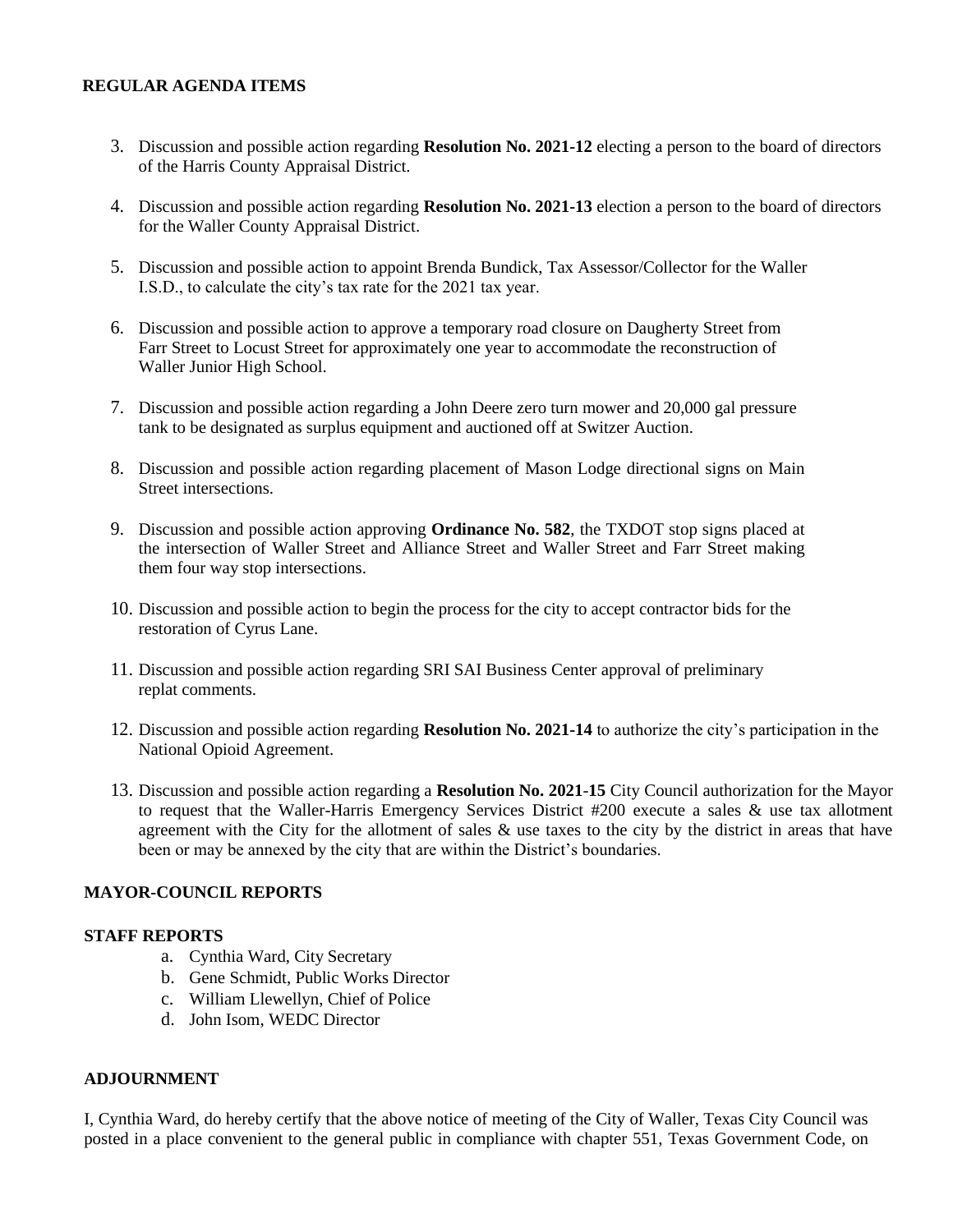**REGULAR AGENDA ITEMS**

3. Discussion and possible action regarding **Resolution No. 2021-12** electing a person to the board of directors of the Harris County Appraisal District.

4. Discussion and possible action regarding **Resolution No. 2021-13** election a person to the board of directors for the Waller County Appraisal District.

5. Discussion and possible action to appoint Brenda Bundick, Tax Assessor/Collector for the Waller I.S.D., to calculate the city's tax rate for the 2021 tax year.

6. Discussion and possible action to approve a temporary road closure on Daugherty Street from Farr Street to Locust Street for approximately one year to accommodate the reconstruction of Waller Junior High School.

7. Discussion and possible action regarding a John Deere zero turn mower and 20,000 gal pressure tank to be designated as surplus equipment and auctioned off at Switzer Auction.

8. Discussion and possible action regarding placement of Mason Lodge directional signs on Main Street intersections.

9. Discussion and possible action approving **Ordinance No. 582**, the TXDOT stop signs placed at the intersection of Waller Street and Alliance Street and Waller Street and Farr Street making them four way stop intersections.

10. Discussion and possible action to begin the process for the city to accept contractor bids for the restoration of Cyrus Lane.

11. Discussion and possible action regarding SRI SAI Business Center approval of preliminary replat comments.

12. Discussion and possible action regarding **Resolution No. 2021-14** to authorize the city's participation in the National Opioid Agreement.

13. Discussion and possible action regarding a **Resolution No. 2021-15** City Council authorization for the Mayor to request that the Waller-Harris Emergency Services District #200 execute a sales & use tax allotment agreement with the City for the allotment of sales & use taxes to the city by the district in areas that have been or may be annexed by the city that are within the District's boundaries.

**MAYOR-COUNCIL REPORTS**

**STAFF REPORTS**

a. Cynthia Ward, City Secretary
b. Gene Schmidt, Public Works Director
c. William Llewellyn, Chief of Police
d. John Isom, WEDC Director

**ADJOURNMENT**

I, Cynthia Ward, do hereby certify that the above notice of meeting of the City of Waller, Texas City Council was posted in a place convenient to the general public in compliance with chapter 551, Texas Government Code, on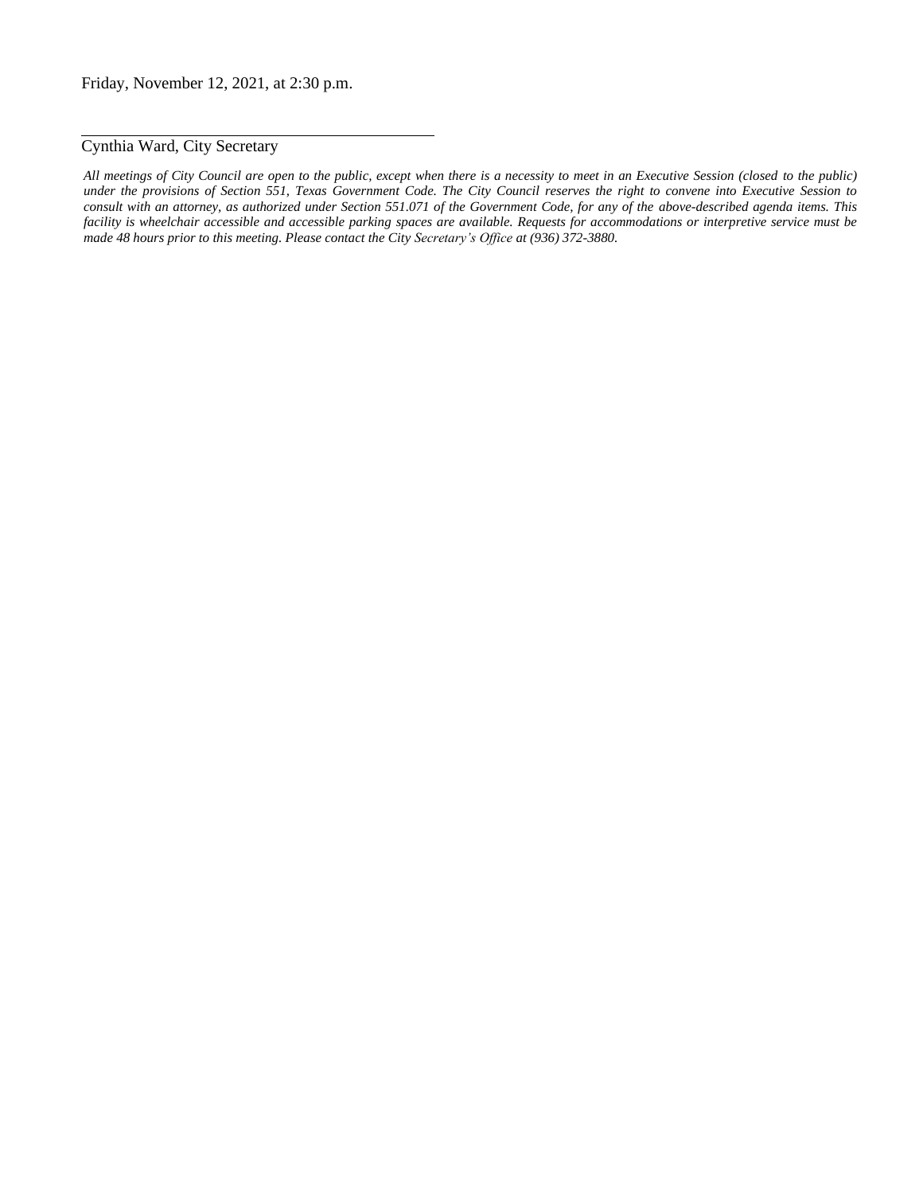Friday, November 12, 2021, at 2:30 p.m.

\_\_\_\_\_\_\_\_\_\_\_\_\_\_\_\_\_\_\_\_\_\_\_\_\_\_\_\_\_\_\_\_\_\_\_\_\_\_\_\_\_\_\_\_

Cynthia Ward, City Secretary

*All meetings of City Council are open to the public, except when there is a necessity to meet in an Executive Session (closed to the public) under the provisions of Section 551, Texas Government Code. The City Council reserves the right to convene into Executive Session to consult with an attorney, as authorized under Section 551.071 of the Government Code, for any of the above-described agenda items. This facility is wheelchair accessible and accessible parking spaces are available. Requests for accommodations or interpretive service must be made 48 hours prior to this meeting. Please contact the City Secretary's Office at (936) 372-3880.*